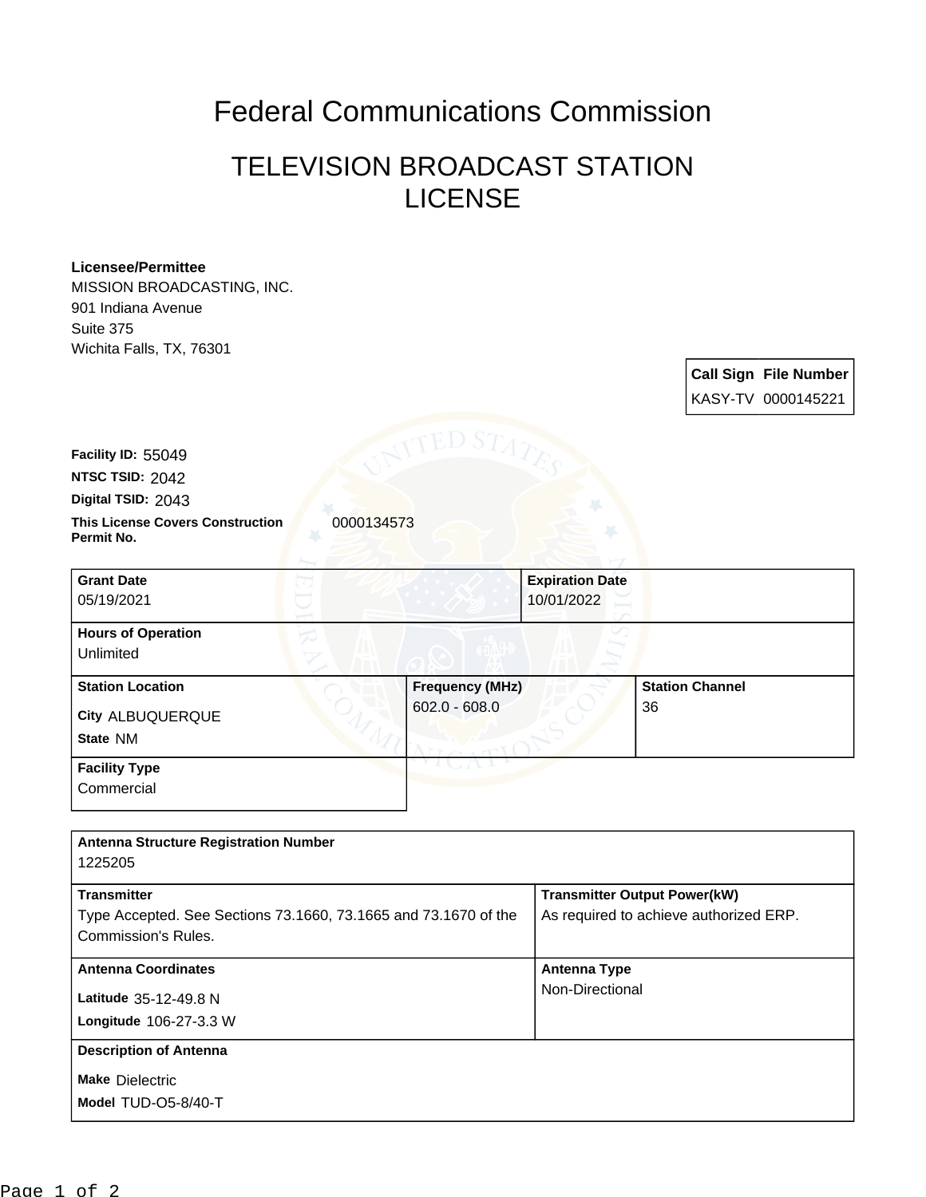# Federal Communications Commission

## TELEVISION BROADCAST STATION LICENSE

**Licensee/Permittee**
MISSION BROADCASTING, INC.
901 Indiana Avenue
Suite 375
Wichita Falls, TX, 76301

| Call Sign | File Number |
|---|---|
| KASY-TV | 0000145221 |

**Facility ID:** 55049
**NTSC TSID:** 2042
**Digital TSID:** 2043
**This License Covers Construction Permit No.** 0000134573

| Grant Date | Expiration Date |
|---|---|
| 05/19/2021 | 10/01/2022 |

**Hours of Operation**
Unlimited

| Station Location | Frequency (MHz) | Station Channel |
|---|---|---|
| City ALBUQUERQUE<br>State NM | 602.0 - 608.0 | 36 |

**Facility Type**
Commercial

**Antenna Structure Registration Number**
1225205

| Transmitter | Transmitter Output Power(kW) |
|---|---|
| Type Accepted. See Sections 73.1660, 73.1665 and 73.1670 of the Commission's Rules. | As required to achieve authorized ERP. |

| Antenna Coordinates | Antenna Type |
|---|---|
| Latitude 35-12-49.8 N<br>Longitude 106-27-3.3 W | Non-Directional |

**Description of Antenna**
Make Dielectric
Model TUD-O5-8/40-T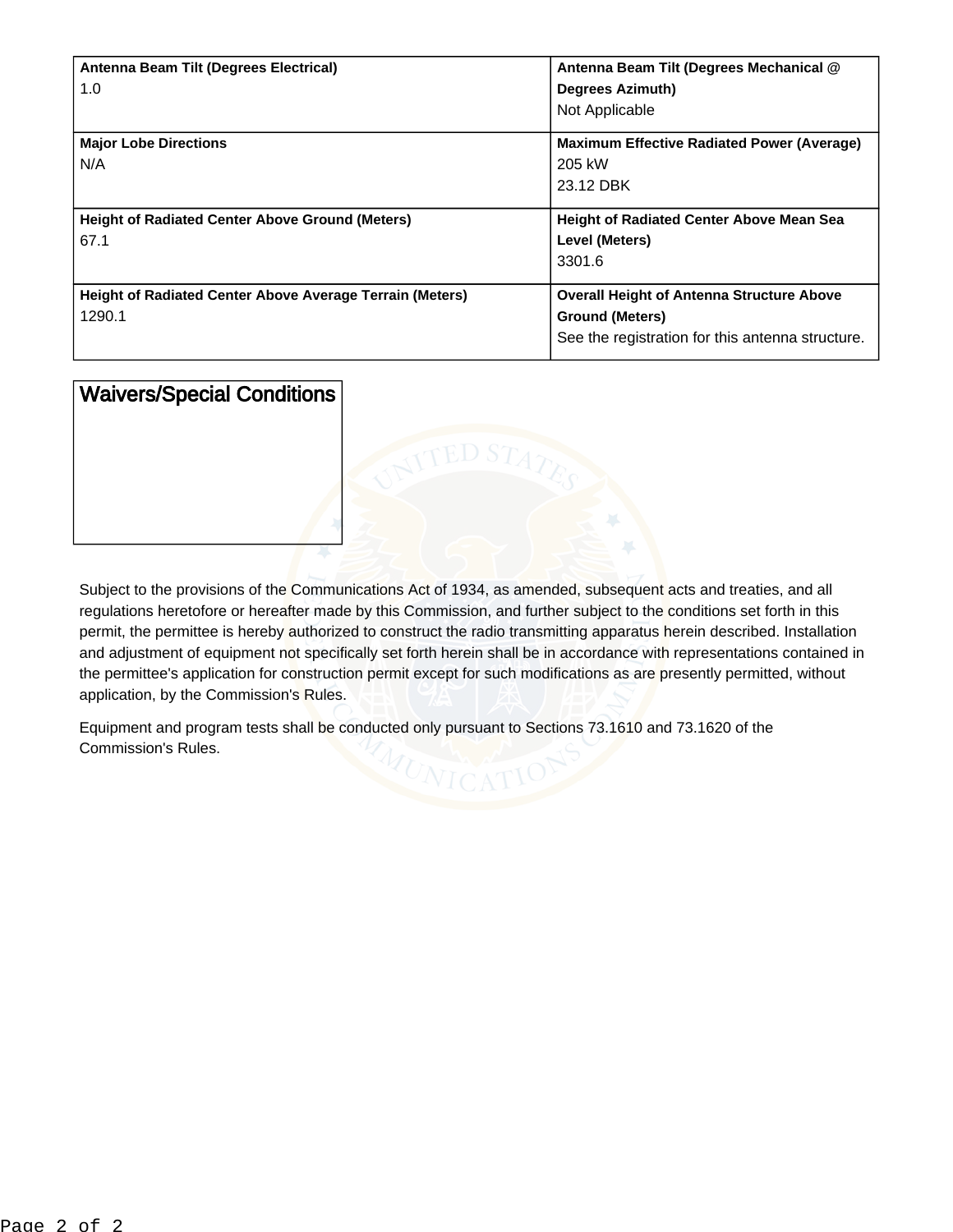| | |
|---|---|
| **Antenna Beam Tilt (Degrees Electrical)**<br>1.0 | **Antenna Beam Tilt (Degrees Mechanical @ Degrees Azimuth)**<br>Not Applicable |
| **Major Lobe Directions**<br>N/A | **Maximum Effective Radiated Power (Average)**<br>205 kW<br>23.12 DBK |
| **Height of Radiated Center Above Ground (Meters)**<br>67.1 | **Height of Radiated Center Above Mean Sea Level (Meters)**<br>3301.6 |
| **Height of Radiated Center Above Average Terrain (Meters)**<br>1290.1 | **Overall Height of Antenna Structure Above Ground (Meters)**<br>See the registration for this antenna structure. |

## Waivers/Special Conditions

Subject to the provisions of the Communications Act of 1934, as amended, subsequent acts and treaties, and all regulations heretofore or hereafter made by this Commission, and further subject to the conditions set forth in this permit, the permittee is hereby authorized to construct the radio transmitting apparatus herein described. Installation and adjustment of equipment not specifically set forth herein shall be in accordance with representations contained in the permittee's application for construction permit except for such modifications as are presently permitted, without application, by the Commission's Rules.

Equipment and program tests shall be conducted only pursuant to Sections 73.1610 and 73.1620 of the Commission's Rules.